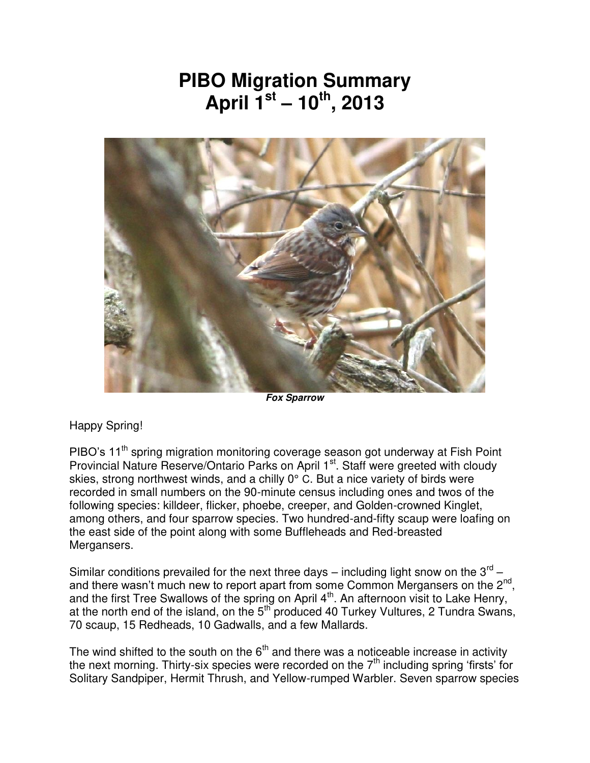# PIBO Migration Summary
# April 1st – 10th, 2013

***Fox Sparrow***

Happy Spring!

PIBO's 11th spring migration monitoring coverage season got underway at Fish Point Provincial Nature Reserve/Ontario Parks on April 1st. Staff were greeted with cloudy skies, strong northwest winds, and a chilly 0° C. But a nice variety of birds were recorded in small numbers on the 90-minute census including ones and twos of the following species: killdeer, flicker, phoebe, creeper, and Golden-crowned Kinglet, among others, and four sparrow species. Two hundred-and-fifty scaup were loafing on the east side of the point along with some Buffleheads and Red-breasted Mergansers.

Similar conditions prevailed for the next three days – including light snow on the 3rd – and there wasn't much new to report apart from some Common Mergansers on the 2nd, and the first Tree Swallows of the spring on April 4th. An afternoon visit to Lake Henry, at the north end of the island, on the 5th produced 40 Turkey Vultures, 2 Tundra Swans, 70 scaup, 15 Redheads, 10 Gadwalls, and a few Mallards.

The wind shifted to the south on the 6th and there was a noticeable increase in activity the next morning. Thirty-six species were recorded on the 7th including spring 'firsts' for Solitary Sandpiper, Hermit Thrush, and Yellow-rumped Warbler. Seven sparrow species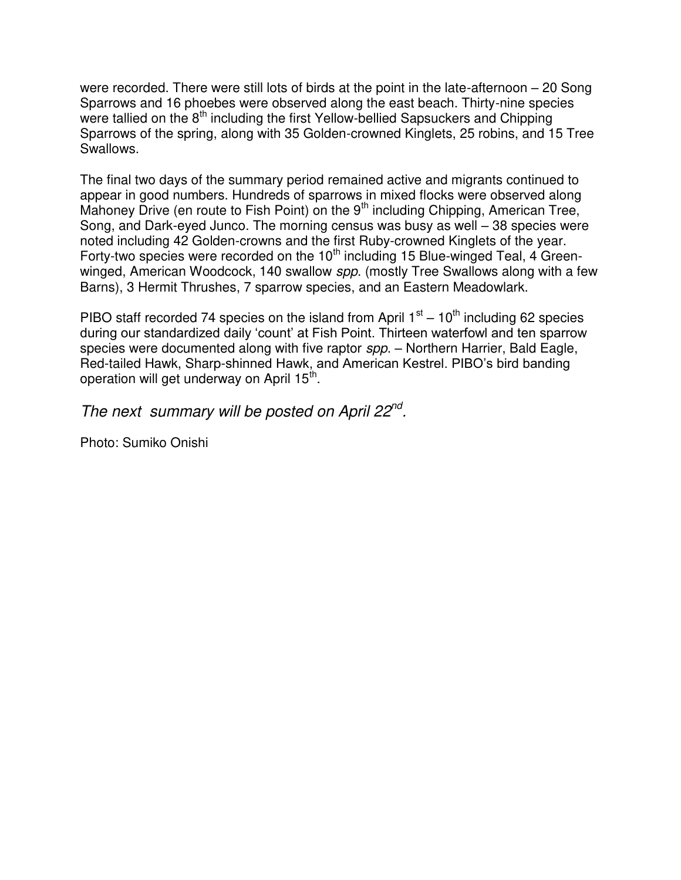were recorded. There were still lots of birds at the point in the late-afternoon – 20 Song Sparrows and 16 phoebes were observed along the east beach. Thirty-nine species were tallied on the 8th including the first Yellow-bellied Sapsuckers and Chipping Sparrows of the spring, along with 35 Golden-crowned Kinglets, 25 robins, and 15 Tree Swallows.

The final two days of the summary period remained active and migrants continued to appear in good numbers. Hundreds of sparrows in mixed flocks were observed along Mahoney Drive (en route to Fish Point) on the 9th including Chipping, American Tree, Song, and Dark-eyed Junco. The morning census was busy as well – 38 species were noted including 42 Golden-crowns and the first Ruby-crowned Kinglets of the year. Forty-two species were recorded on the 10th including 15 Blue-winged Teal, 4 Green-winged, American Woodcock, 140 swallow *spp*. (mostly Tree Swallows along with a few Barns), 3 Hermit Thrushes, 7 sparrow species, and an Eastern Meadowlark.

PIBO staff recorded 74 species on the island from April 1st – 10th including 62 species during our standardized daily 'count' at Fish Point. Thirteen waterfowl and ten sparrow species were documented along with five raptor *spp*. – Northern Harrier, Bald Eagle, Red-tailed Hawk, Sharp-shinned Hawk, and American Kestrel. PIBO's bird banding operation will get underway on April 15th.

*The next summary will be posted on April 22nd.*

Photo: Sumiko Onishi